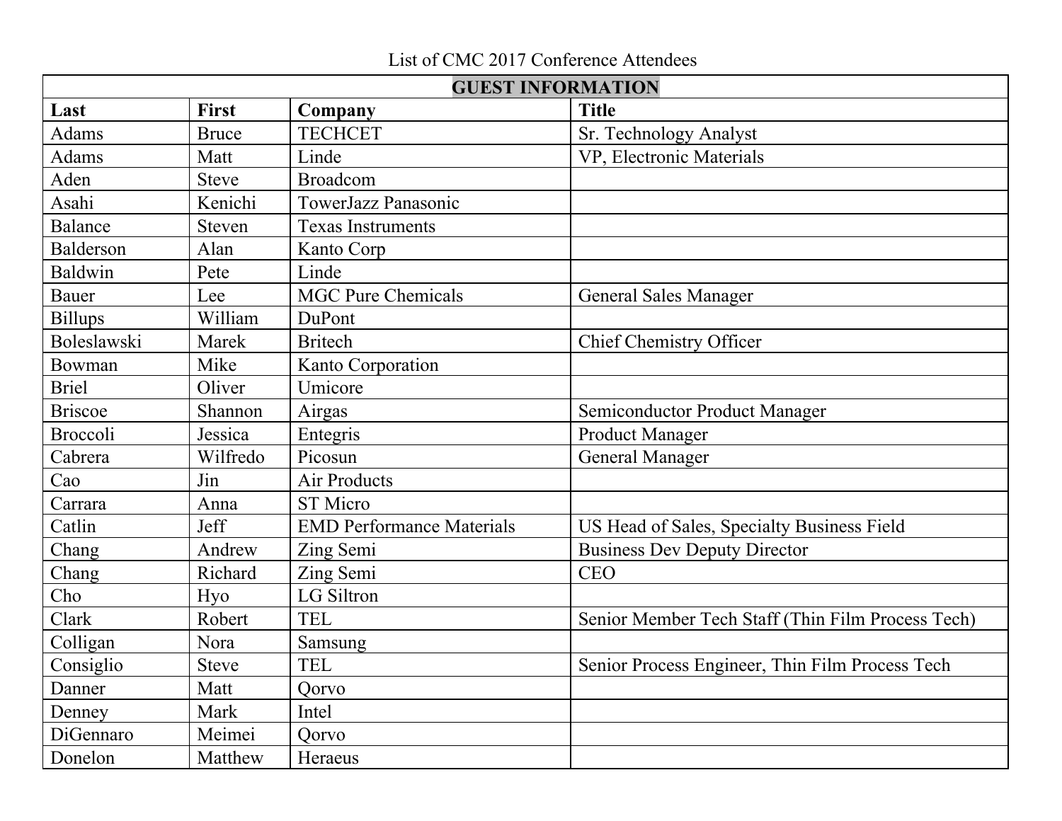List of CMC 2017 Conference Attendees

| GUEST INFORMATION | | | |
|---|---|---|---|
| **Last** | **First** | **Company** | **Title** |
| Adams | Bruce | TECHCET | Sr. Technology Analyst |
| Adams | Matt | Linde | VP, Electronic Materials |
| Aden | Steve | Broadcom | |
| Asahi | Kenichi | TowerJazz Panasonic | |
| Balance | Steven | Texas Instruments | |
| Balderson | Alan | Kanto Corp | |
| Baldwin | Pete | Linde | |
| Bauer | Lee | MGC Pure Chemicals | General Sales Manager |
| Billups | William | DuPont | |
| Boleslawski | Marek | Britech | Chief Chemistry Officer |
| Bowman | Mike | Kanto Corporation | |
| Briel | Oliver | Umicore | |
| Briscoe | Shannon | Airgas | Semiconductor Product Manager |
| Broccoli | Jessica | Entegris | Product Manager |
| Cabrera | Wilfredo | Picosun | General Manager |
| Cao | Jin | Air Products | |
| Carrara | Anna | ST Micro | |
| Catlin | Jeff | EMD Performance Materials | US Head of Sales, Specialty Business Field |
| Chang | Andrew | Zing Semi | Business Dev Deputy Director |
| Chang | Richard | Zing Semi | CEO |
| Cho | Hyo | LG Siltron | |
| Clark | Robert | TEL | Senior Member Tech Staff (Thin Film Process Tech) |
| Colligan | Nora | Samsung | |
| Consiglio | Steve | TEL | Senior Process Engineer, Thin Film Process Tech |
| Danner | Matt | Qorvo | |
| Denney | Mark | Intel | |
| DiGennaro | Meimei | Qorvo | |
| Donelon | Matthew | Heraeus | |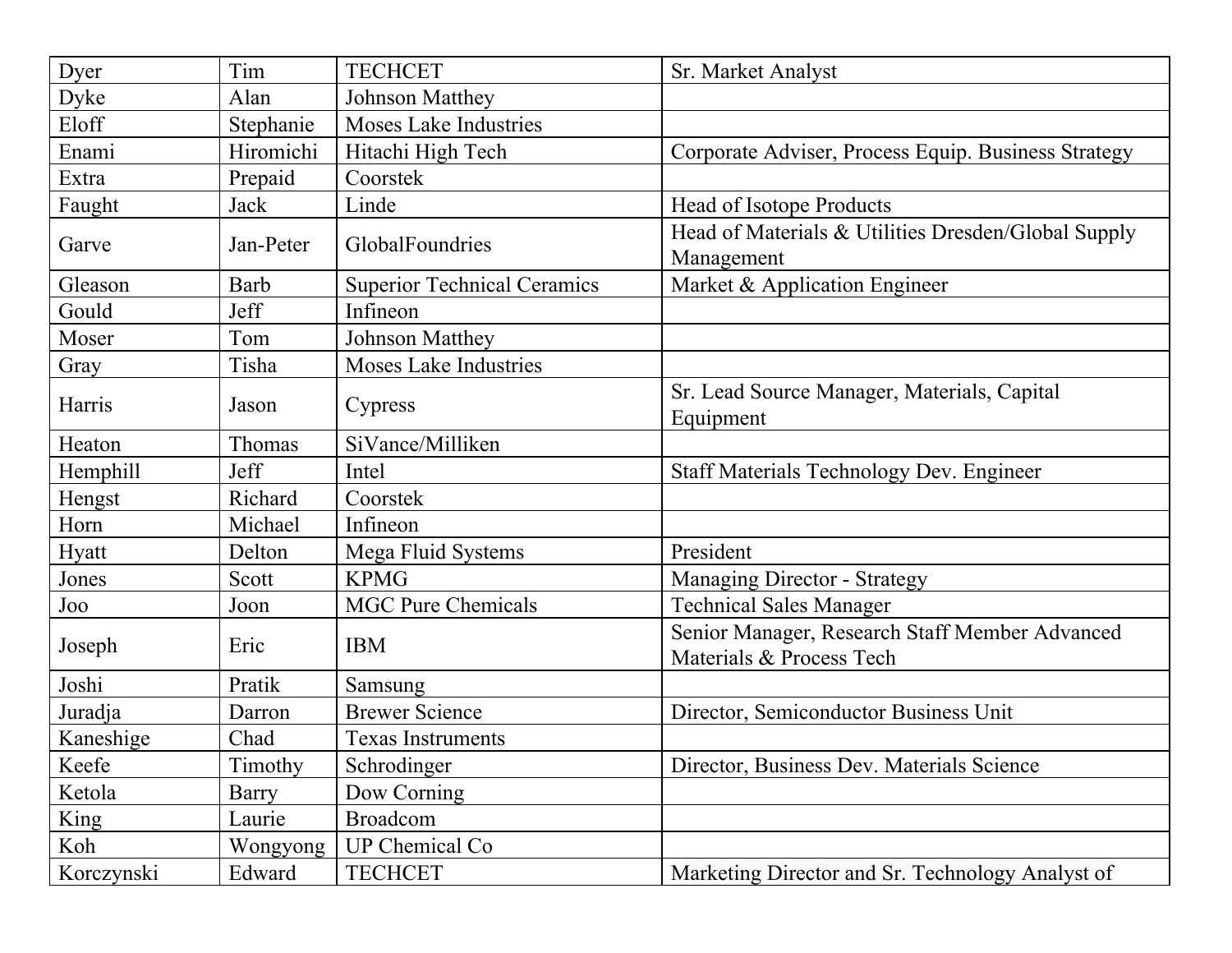| Dyer | Tim | TECHCET | Sr. Market Analyst |
|---|---|---|---|
| Dyke | Alan | Johnson Matthey | |
| Eloff | Stephanie | Moses Lake Industries | |
| Enami | Hiromichi | Hitachi High Tech | Corporate Adviser, Process Equip. Business Strategy |
| Extra | Prepaid | Coorstek | |
| Faught | Jack | Linde | Head of Isotope Products |
| Garve | Jan-Peter | GlobalFoundries | Head of Materials & Utilities Dresden/Global Supply Management |
| Gleason | Barb | Superior Technical Ceramics | Market & Application Engineer |
| Gould | Jeff | Infineon | |
| Moser | Tom | Johnson Matthey | |
| Gray | Tisha | Moses Lake Industries | |
| Harris | Jason | Cypress | Sr. Lead Source Manager, Materials, Capital Equipment |
| Heaton | Thomas | SiVance/Milliken | |
| Hemphill | Jeff | Intel | Staff Materials Technology Dev. Engineer |
| Hengst | Richard | Coorstek | |
| Horn | Michael | Infineon | |
| Hyatt | Delton | Mega Fluid Systems | President |
| Jones | Scott | KPMG | Managing Director - Strategy |
| Joo | Joon | MGC Pure Chemicals | Technical Sales Manager |
| Joseph | Eric | IBM | Senior Manager, Research Staff Member Advanced Materials & Process Tech |
| Joshi | Pratik | Samsung | |
| Juradja | Darron | Brewer Science | Director, Semiconductor Business Unit |
| Kaneshige | Chad | Texas Instruments | |
| Keefe | Timothy | Schrodinger | Director, Business Dev. Materials Science |
| Ketola | Barry | Dow Corning | |
| King | Laurie | Broadcom | |
| Koh | Wongyong | UP Chemical Co | |
| Korczynski | Edward | TECHCET | Marketing Director and Sr. Technology Analyst of |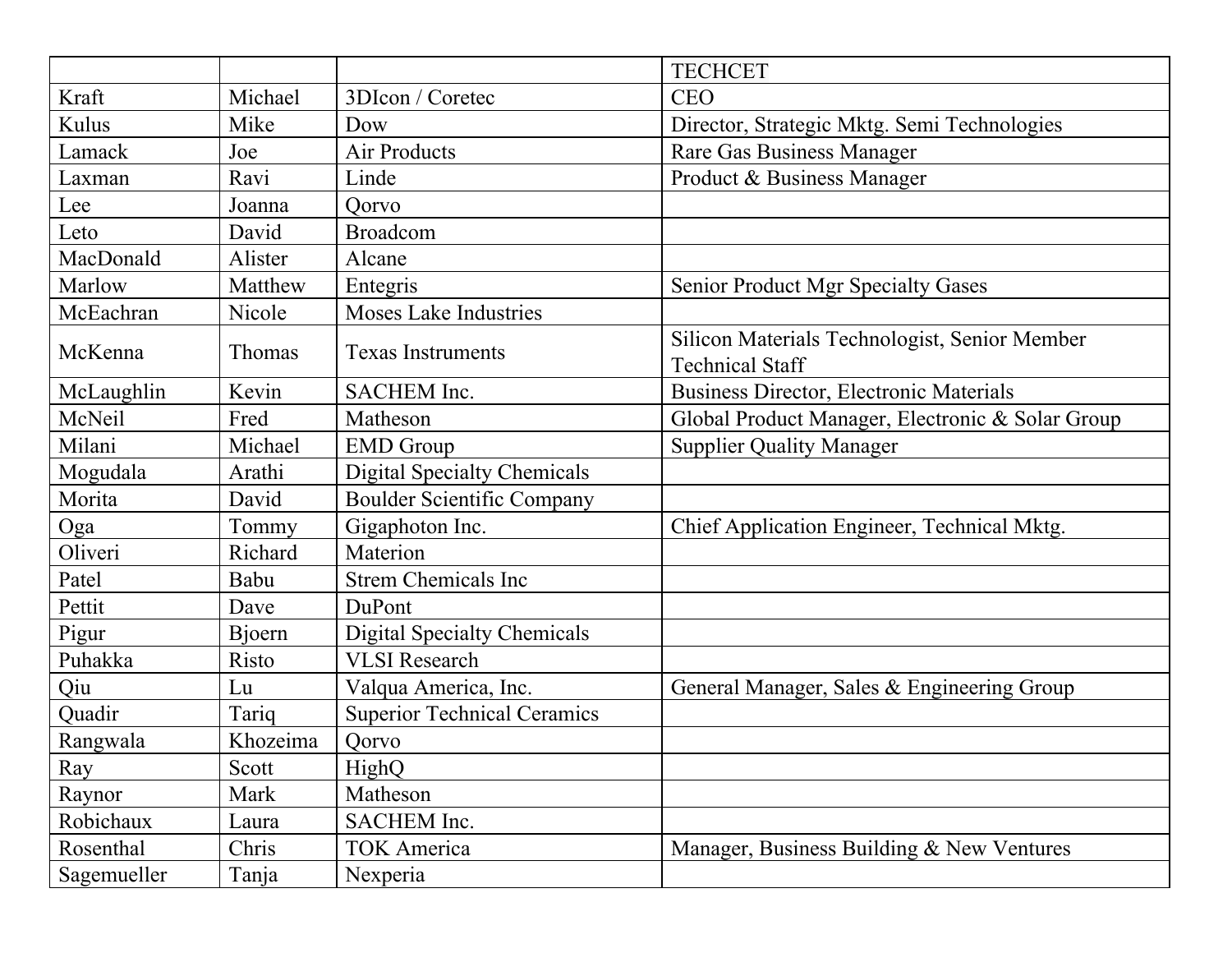| | | | TECHCET |
|---|---|---|---|
| Kraft | Michael | 3DIcon / Coretec | CEO |
| Kulus | Mike | Dow | Director, Strategic Mktg. Semi Technologies |
| Lamack | Joe | Air Products | Rare Gas Business Manager |
| Laxman | Ravi | Linde | Product & Business Manager |
| Lee | Joanna | Qorvo | |
| Leto | David | Broadcom | |
| MacDonald | Alister | Alcane | |
| Marlow | Matthew | Entegris | Senior Product Mgr Specialty Gases |
| McEachran | Nicole | Moses Lake Industries | |
| McKenna | Thomas | Texas Instruments | Silicon Materials Technologist, Senior Member Technical Staff |
| McLaughlin | Kevin | SACHEM Inc. | Business Director, Electronic Materials |
| McNeil | Fred | Matheson | Global Product Manager, Electronic & Solar Group |
| Milani | Michael | EMD Group | Supplier Quality Manager |
| Mogudala | Arathi | Digital Specialty Chemicals | |
| Morita | David | Boulder Scientific Company | |
| Oga | Tommy | Gigaphoton Inc. | Chief Application Engineer, Technical Mktg. |
| Oliveri | Richard | Materion | |
| Patel | Babu | Strem Chemicals Inc | |
| Pettit | Dave | DuPont | |
| Pigur | Bjoern | Digital Specialty Chemicals | |
| Puhakka | Risto | VLSI Research | |
| Qiu | Lu | Valqua America, Inc. | General Manager, Sales & Engineering Group |
| Quadir | Tariq | Superior Technical Ceramics | |
| Rangwala | Khozeima | Qorvo | |
| Ray | Scott | HighQ | |
| Raynor | Mark | Matheson | |
| Robichaux | Laura | SACHEM Inc. | |
| Rosenthal | Chris | TOK America | Manager, Business Building & New Ventures |
| Sagemueller | Tanja | Nexperia | |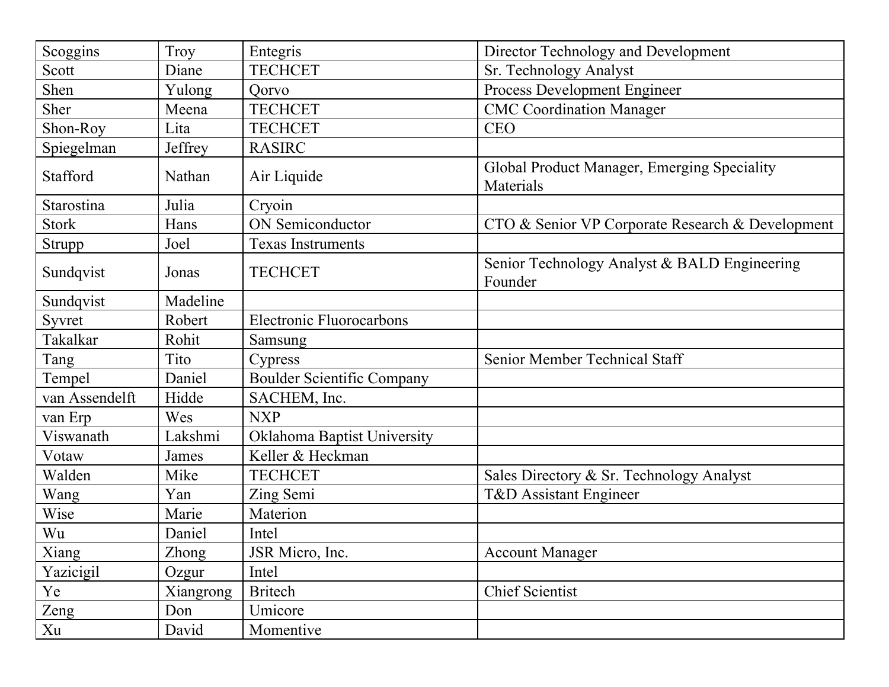| Scoggins | Troy | Entegris | Director Technology and Development |
|---|---|---|---|
| Scott | Diane | TECHCET | Sr. Technology Analyst |
| Shen | Yulong | Qorvo | Process Development Engineer |
| Sher | Meena | TECHCET | CMC Coordination Manager |
| Shon-Roy | Lita | TECHCET | CEO |
| Spiegelman | Jeffrey | RASIRC | |
| Stafford | Nathan | Air Liquide | Global Product Manager, Emerging Speciality Materials |
| Starostina | Julia | Cryoin | |
| Stork | Hans | ON Semiconductor | CTO & Senior VP Corporate Research & Development |
| Strupp | Joel | Texas Instruments | |
| Sundqvist | Jonas | TECHCET | Senior Technology Analyst & BALD Engineering Founder |
| Sundqvist | Madeline | | |
| Syvret | Robert | Electronic Fluorocarbons | |
| Takalkar | Rohit | Samsung | |
| Tang | Tito | Cypress | Senior Member Technical Staff |
| Tempel | Daniel | Boulder Scientific Company | |
| van Assendelft | Hidde | SACHEM, Inc. | |
| van Erp | Wes | NXP | |
| Viswanath | Lakshmi | Oklahoma Baptist University | |
| Votaw | James | Keller & Heckman | |
| Walden | Mike | TECHCET | Sales Directory & Sr. Technology Analyst |
| Wang | Yan | Zing Semi | T&D Assistant Engineer |
| Wise | Marie | Materion | |
| Wu | Daniel | Intel | |
| Xiang | Zhong | JSR Micro, Inc. | Account Manager |
| Yazicigil | Ozgur | Intel | |
| Ye | Xiangrong | Britech | Chief Scientist |
| Zeng | Don | Umicore | |
| Xu | David | Momentive | |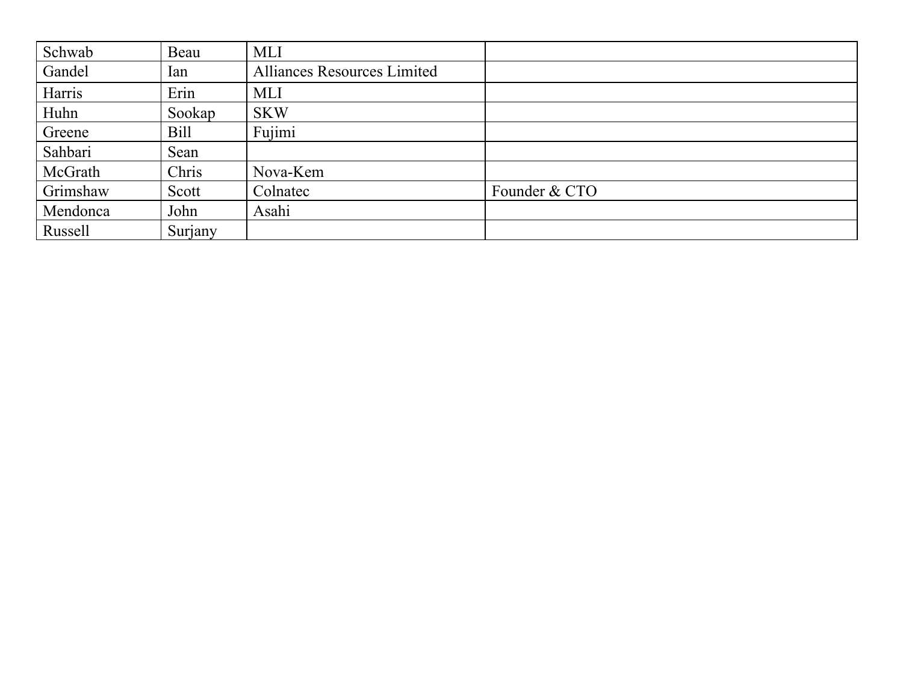| | | | |
|---|---|---|---|
| Schwab | Beau | MLI | |
| Gandel | Ian | Alliances Resources Limited | |
| Harris | Erin | MLI | |
| Huhn | Sookap | SKW | |
| Greene | Bill | Fujimi | |
| Sahbari | Sean | | |
| McGrath | Chris | Nova-Kem | |
| Grimshaw | Scott | Colnatec | Founder & CTO |
| Mendonca | John | Asahi | |
| Russell | Surjany | | |